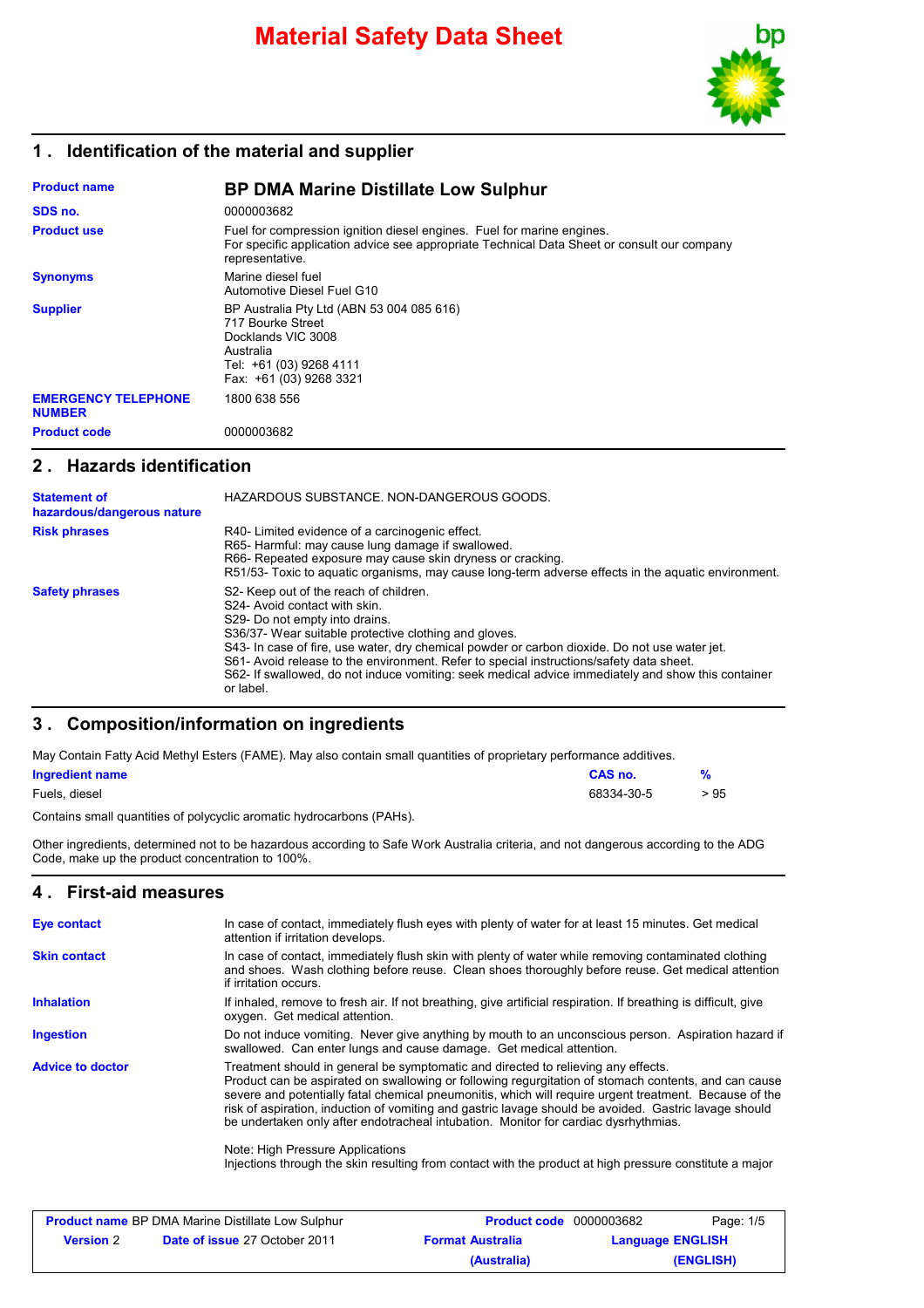# Material Safety Data Sheet

## 1 . Identification of the material and supplier

| | |
|---|---|
| **Product name** | **BP DMA Marine Distillate Low Sulphur** |
| **SDS no.** | 0000003682 |
| **Product use** | Fuel for compression ignition diesel engines. Fuel for marine engines. For specific application advice see appropriate Technical Data Sheet or consult our company representative. |
| **Synonyms** | Marine diesel fuel<br>Automotive Diesel Fuel G10 |
| **Supplier** | BP Australia Pty Ltd (ABN 53 004 085 616)<br>717 Bourke Street<br>Docklands VIC 3008<br>Australia<br>Tel: +61 (03) 9268 4111<br>Fax: +61 (03) 9268 3321 |
| **EMERGENCY TELEPHONE NUMBER** | 1800 638 556 |
| **Product code** | 0000003682 |

## 2 . Hazards identification

| | |
|---|---|
| **Statement of hazardous/dangerous nature** | HAZARDOUS SUBSTANCE. NON-DANGEROUS GOODS. |
| **Risk phrases** | R40- Limited evidence of a carcinogenic effect.<br>R65- Harmful: may cause lung damage if swallowed.<br>R66- Repeated exposure may cause skin dryness or cracking.<br>R51/53- Toxic to aquatic organisms, may cause long-term adverse effects in the aquatic environment. |
| **Safety phrases** | S2- Keep out of the reach of children.<br>S24- Avoid contact with skin.<br>S29- Do not empty into drains.<br>S36/37- Wear suitable protective clothing and gloves.<br>S43- In case of fire, use water, dry chemical powder or carbon dioxide. Do not use water jet.<br>S61- Avoid release to the environment. Refer to special instructions/safety data sheet.<br>S62- If swallowed, do not induce vomiting: seek medical advice immediately and show this container or label. |

## 3 . Composition/information on ingredients

May Contain Fatty Acid Methyl Esters (FAME). May also contain small quantities of proprietary performance additives.

| Ingredient name | CAS no. | % |
|---|---|---|
| Fuels, diesel | 68334-30-5 | > 95 |

Contains small quantities of polycyclic aromatic hydrocarbons (PAHs).

Other ingredients, determined not to be hazardous according to Safe Work Australia criteria, and not dangerous according to the ADG Code, make up the product concentration to 100%.

## 4 . First-aid measures

| | |
|---|---|
| **Eye contact** | In case of contact, immediately flush eyes with plenty of water for at least 15 minutes. Get medical attention if irritation develops. |
| **Skin contact** | In case of contact, immediately flush skin with plenty of water while removing contaminated clothing and shoes. Wash clothing before reuse. Clean shoes thoroughly before reuse. Get medical attention if irritation occurs. |
| **Inhalation** | If inhaled, remove to fresh air. If not breathing, give artificial respiration. If breathing is difficult, give oxygen. Get medical attention. |
| **Ingestion** | Do not induce vomiting. Never give anything by mouth to an unconscious person. Aspiration hazard if swallowed. Can enter lungs and cause damage. Get medical attention. |
| **Advice to doctor** | Treatment should in general be symptomatic and directed to relieving any effects. Product can be aspirated on swallowing or following regurgitation of stomach contents, and can cause severe and potentially fatal chemical pneumonitis, which will require urgent treatment. Because of the risk of aspiration, induction of vomiting and gastric lavage should be avoided. Gastric lavage should be undertaken only after endotracheal intubation. Monitor for cardiac dysrhythmias.<br><br>Note: High Pressure Applications<br>Injections through the skin resulting from contact with the product at high pressure constitute a major |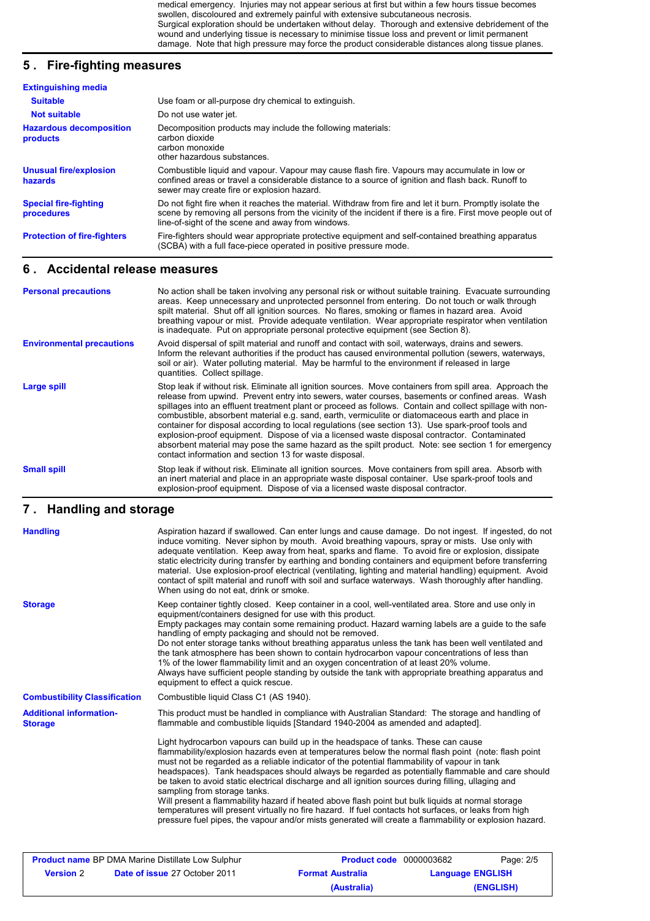medical emergency. Injuries may not appear serious at first but within a few hours tissue becomes swollen, discoloured and extremely painful with extensive subcutaneous necrosis.
Surgical exploration should be undertaken without delay. Thorough and extensive debridement of the wound and underlying tissue is necessary to minimise tissue loss and prevent or limit permanent damage. Note that high pressure may force the product considerable distances along tissue planes.

## 5. Fire-fighting measures

| | |
|---|---|
| **Extinguishing media** | |
| **Suitable** | Use foam or all-purpose dry chemical to extinguish. |
| **Not suitable** | Do not use water jet. |
| **Hazardous decomposition products** | Decomposition products may include the following materials:<br>carbon dioxide<br>carbon monoxide<br>other hazardous substances. |
| **Unusual fire/explosion hazards** | Combustible liquid and vapour. Vapour may cause flash fire. Vapours may accumulate in low or confined areas or travel a considerable distance to a source of ignition and flash back. Runoff to sewer may create fire or explosion hazard. |
| **Special fire-fighting procedures** | Do not fight fire when it reaches the material. Withdraw from fire and let it burn. Promptly isolate the scene by removing all persons from the vicinity of the incident if there is a fire. First move people out of line-of-sight of the scene and away from windows. |
| **Protection of fire-fighters** | Fire-fighters should wear appropriate protective equipment and self-contained breathing apparatus (SCBA) with a full face-piece operated in positive pressure mode. |

## 6. Accidental release measures

| | |
|---|---|
| **Personal precautions** | No action shall be taken involving any personal risk or without suitable training. Evacuate surrounding areas. Keep unnecessary and unprotected personnel from entering. Do not touch or walk through spilt material. Shut off all ignition sources. No flares, smoking or flames in hazard area. Avoid breathing vapour or mist. Provide adequate ventilation. Wear appropriate respirator when ventilation is inadequate. Put on appropriate personal protective equipment (see Section 8). |
| **Environmental precautions** | Avoid dispersal of spilt material and runoff and contact with soil, waterways, drains and sewers. Inform the relevant authorities if the product has caused environmental pollution (sewers, waterways, soil or air). Water polluting material. May be harmful to the environment if released in large quantities. Collect spillage. |
| **Large spill** | Stop leak if without risk. Eliminate all ignition sources. Move containers from spill area. Approach the release from upwind. Prevent entry into sewers, water courses, basements or confined areas. Wash spillages into an effluent treatment plant or proceed as follows. Contain and collect spillage with non-combustible, absorbent material e.g. sand, earth, vermiculite or diatomaceous earth and place in container for disposal according to local regulations (see section 13). Use spark-proof tools and explosion-proof equipment. Dispose of via a licensed waste disposal contractor. Contaminated absorbent material may pose the same hazard as the spilt product. Note: see section 1 for emergency contact information and section 13 for waste disposal. |
| **Small spill** | Stop leak if without risk. Eliminate all ignition sources. Move containers from spill area. Absorb with an inert material and place in an appropriate waste disposal container. Use spark-proof tools and explosion-proof equipment. Dispose of via a licensed waste disposal contractor. |

## 7. Handling and storage

| | |
|---|---|
| **Handling** | Aspiration hazard if swallowed. Can enter lungs and cause damage. Do not ingest. If ingested, do not induce vomiting. Never siphon by mouth. Avoid breathing vapours, spray or mists. Use only with adequate ventilation. Keep away from heat, sparks and flame. To avoid fire or explosion, dissipate static electricity during transfer by earthing and bonding containers and equipment before transferring material. Use explosion-proof electrical (ventilating, lighting and material handling) equipment. Avoid contact of spilt material and runoff with soil and surface waterways. Wash thoroughly after handling. When using do not eat, drink or smoke. |
| **Storage** | Keep container tightly closed. Keep container in a cool, well-ventilated area. Store and use only in equipment/containers designed for use with this product.<br>Empty packages may contain some remaining product. Hazard warning labels are a guide to the safe handling of empty packaging and should not be removed.<br>Do not enter storage tanks without breathing apparatus unless the tank has been well ventilated and the tank atmosphere has been shown to contain hydrocarbon vapour concentrations of less than 1% of the lower flammability limit and an oxygen concentration of at least 20% volume.<br>Always have sufficient people standing by outside the tank with appropriate breathing apparatus and equipment to effect a quick rescue. |
| **Combustibility Classification** | Combustible liquid Class C1 (AS 1940). |
| **Additional information-Storage** | This product must be handled in compliance with Australian Standard: The storage and handling of flammable and combustible liquids [Standard 1940-2004 as amended and adapted].<br><br>Light hydrocarbon vapours can build up in the headspace of tanks. These can cause flammability/explosion hazards even at temperatures below the normal flash point (note: flash point must not be regarded as a reliable indicator of the potential flammability of vapour in tank headspaces). Tank headspaces should always be regarded as potentially flammable and care should be taken to avoid static electrical discharge and all ignition sources during filling, ullaging and sampling from storage tanks.<br>Will present a flammability hazard if heated above flash point but bulk liquids at normal storage temperatures will present virtually no fire hazard. If fuel contacts hot surfaces, or leaks from high pressure fuel pipes, the vapour and/or mists generated will create a flammability or explosion hazard. |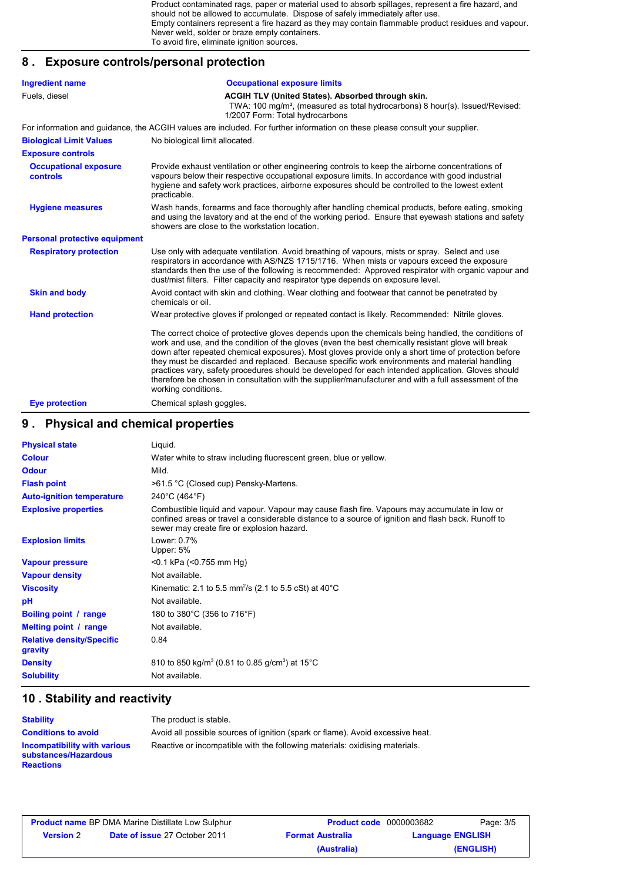Product contaminated rags, paper or material used to absorb spillages, represent a fire hazard, and should not be allowed to accumulate. Dispose of safely immediately after use.
Empty containers represent a fire hazard as they may contain flammable product residues and vapour. Never weld, solder or braze empty containers.
To avoid fire, eliminate ignition sources.

## 8 . Exposure controls/personal protection

| Ingredient name | Occupational exposure limits |
|---|---|
| Fuels, diesel | **ACGIH TLV (United States). Absorbed through skin.** TWA: 100 mg/m³, (measured as total hydrocarbons) 8 hour(s). Issued/Revised: 1/2007 Form: Total hydrocarbons |

For information and guidance, the ACGIH values are included. For further information on these please consult your supplier.

**Biological Limit Values**: No biological limit allocated.

**Exposure controls**

**Occupational exposure controls**: Provide exhaust ventilation or other engineering controls to keep the airborne concentrations of vapours below their respective occupational exposure limits. In accordance with good industrial hygiene and safety work practices, airborne exposures should be controlled to the lowest extent practicable.

**Hygiene measures**: Wash hands, forearms and face thoroughly after handling chemical products, before eating, smoking and using the lavatory and at the end of the working period. Ensure that eyewash stations and safety showers are close to the workstation location.

**Personal protective equipment**

**Respiratory protection**: Use only with adequate ventilation. Avoid breathing of vapours, mists or spray. Select and use respirators in accordance with AS/NZS 1715/1716. When mists or vapours exceed the exposure standards then the use of the following is recommended: Approved respirator with organic vapour and dust/mist filters. Filter capacity and respirator type depends on exposure level.

**Skin and body**: Avoid contact with skin and clothing. Wear clothing and footwear that cannot be penetrated by chemicals or oil.

**Hand protection**: Wear protective gloves if prolonged or repeated contact is likely. Recommended: Nitrile gloves.

The correct choice of protective gloves depends upon the chemicals being handled, the conditions of work and use, and the condition of the gloves (even the best chemically resistant glove will break down after repeated chemical exposures). Most gloves provide only a short time of protection before they must be discarded and replaced. Because specific work environments and material handling practices vary, safety procedures should be developed for each intended application. Gloves should therefore be chosen in consultation with the supplier/manufacturer and with a full assessment of the working conditions.

**Eye protection**: Chemical splash goggles.

## 9 . Physical and chemical properties

| | |
|---|---|
| **Physical state** | Liquid. |
| **Colour** | Water white to straw including fluorescent green, blue or yellow. |
| **Odour** | Mild. |
| **Flash point** | >61.5 °C (Closed cup) Pensky-Martens. |
| **Auto-ignition temperature** | 240°C (464°F) |
| **Explosive properties** | Combustible liquid and vapour. Vapour may cause flash fire. Vapours may accumulate in low or confined areas or travel a considerable distance to a source of ignition and flash back. Runoff to sewer may create fire or explosion hazard. |
| **Explosion limits** | Lower: 0.7% Upper: 5% |
| **Vapour pressure** | <0.1 kPa (<0.755 mm Hg) |
| **Vapour density** | Not available. |
| **Viscosity** | Kinematic: 2.1 to 5.5 mm$^2$/s (2.1 to 5.5 cSt) at 40°C |
| **pH** | Not available. |
| **Boiling point / range** | 180 to 380°C (356 to 716°F) |
| **Melting point / range** | Not available. |
| **Relative density/Specific gravity** | 0.84 |
| **Density** | 810 to 850 kg/m$^3$ (0.81 to 0.85 g/cm$^3$) at 15°C |
| **Solubility** | Not available. |

## 10 . Stability and reactivity

| | |
|---|---|
| **Stability** | The product is stable. |
| **Conditions to avoid** | Avoid all possible sources of ignition (spark or flame). Avoid excessive heat. |
| **Incompatibility with various substances/Hazardous Reactions** | Reactive or incompatible with the following materials: oxidising materials. |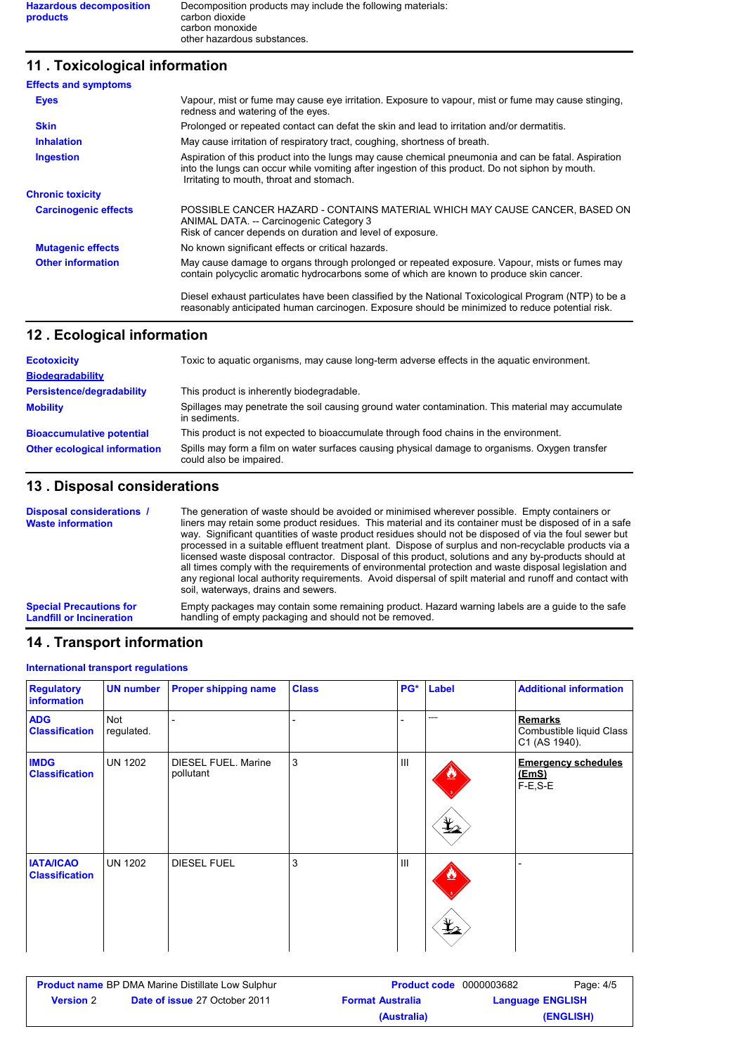| | |
|---|---|
| **Hazardous decomposition products** | Decomposition products may include the following materials: carbon dioxide carbon monoxide other hazardous substances. |

## 11 . Toxicological information

**Effects and symptoms**

| | |
|---|---|
| **Eyes** | Vapour, mist or fume may cause eye irritation. Exposure to vapour, mist or fume may cause stinging, redness and watering of the eyes. |
| **Skin** | Prolonged or repeated contact can defat the skin and lead to irritation and/or dermatitis. |
| **Inhalation** | May cause irritation of respiratory tract, coughing, shortness of breath. |
| **Ingestion** | Aspiration of this product into the lungs may cause chemical pneumonia and can be fatal. Aspiration into the lungs can occur while vomiting after ingestion of this product. Do not siphon by mouth. Irritating to mouth, throat and stomach. |

**Chronic toxicity**

| | |
|---|---|
| **Carcinogenic effects** | POSSIBLE CANCER HAZARD - CONTAINS MATERIAL WHICH MAY CAUSE CANCER, BASED ON ANIMAL DATA. -- Carcinogenic Category 3<br>Risk of cancer depends on duration and level of exposure. |
| **Mutagenic effects** | No known significant effects or critical hazards. |
| **Other information** | May cause damage to organs through prolonged or repeated exposure. Vapour, mists or fumes may contain polycyclic aromatic hydrocarbons some of which are known to produce skin cancer.<br><br>Diesel exhaust particulates have been classified by the National Toxicological Program (NTP) to be a reasonably anticipated human carcinogen. Exposure should be minimized to reduce potential risk. |

## 12 . Ecological information

| | |
|---|---|
| **Ecotoxicity** | Toxic to aquatic organisms, may cause long-term adverse effects in the aquatic environment. |
| **Biodegradability** | |
| **Persistence/degradability** | This product is inherently biodegradable. |
| **Mobility** | Spillages may penetrate the soil causing ground water contamination. This material may accumulate in sediments. |
| **Bioaccumulative potential** | This product is not expected to bioaccumulate through food chains in the environment. |
| **Other ecological information** | Spills may form a film on water surfaces causing physical damage to organisms. Oxygen transfer could also be impaired. |

## 13 . Disposal considerations

| | |
|---|---|
| **Disposal considerations / Waste information** | The generation of waste should be avoided or minimised wherever possible. Empty containers or liners may retain some product residues. This material and its container must be disposed of in a safe way. Significant quantities of waste product residues should not be disposed of via the foul sewer but processed in a suitable effluent treatment plant. Dispose of surplus and non-recyclable products via a licensed waste disposal contractor. Disposal of this product, solutions and any by-products should at all times comply with the requirements of environmental protection and waste disposal legislation and any regional local authority requirements. Avoid dispersal of spilt material and runoff and contact with soil, waterways, drains and sewers. |
| **Special Precautions for Landfill or Incineration** | Empty packages may contain some remaining product. Hazard warning labels are a guide to the safe handling of empty packaging and should not be removed. |

## 14 . Transport information

**International transport regulations**

| Regulatory information | UN number | Proper shipping name | Class | PG* | Label | Additional information |
|---|---|---|---|---|---|---|
| **ADG Classification** | Not regulated. | - | - | - | ---- | **Remarks**<br>Combustible liquid Class C1 (AS 1940). |
| **IMDG Classification** | UN 1202 | DIESEL FUEL. Marine pollutant | 3 | III | | **Emergency schedules (EmS)**<br>F-E,S-E |
| **IATA/ICAO Classification** | UN 1202 | DIESEL FUEL | 3 | III | | - |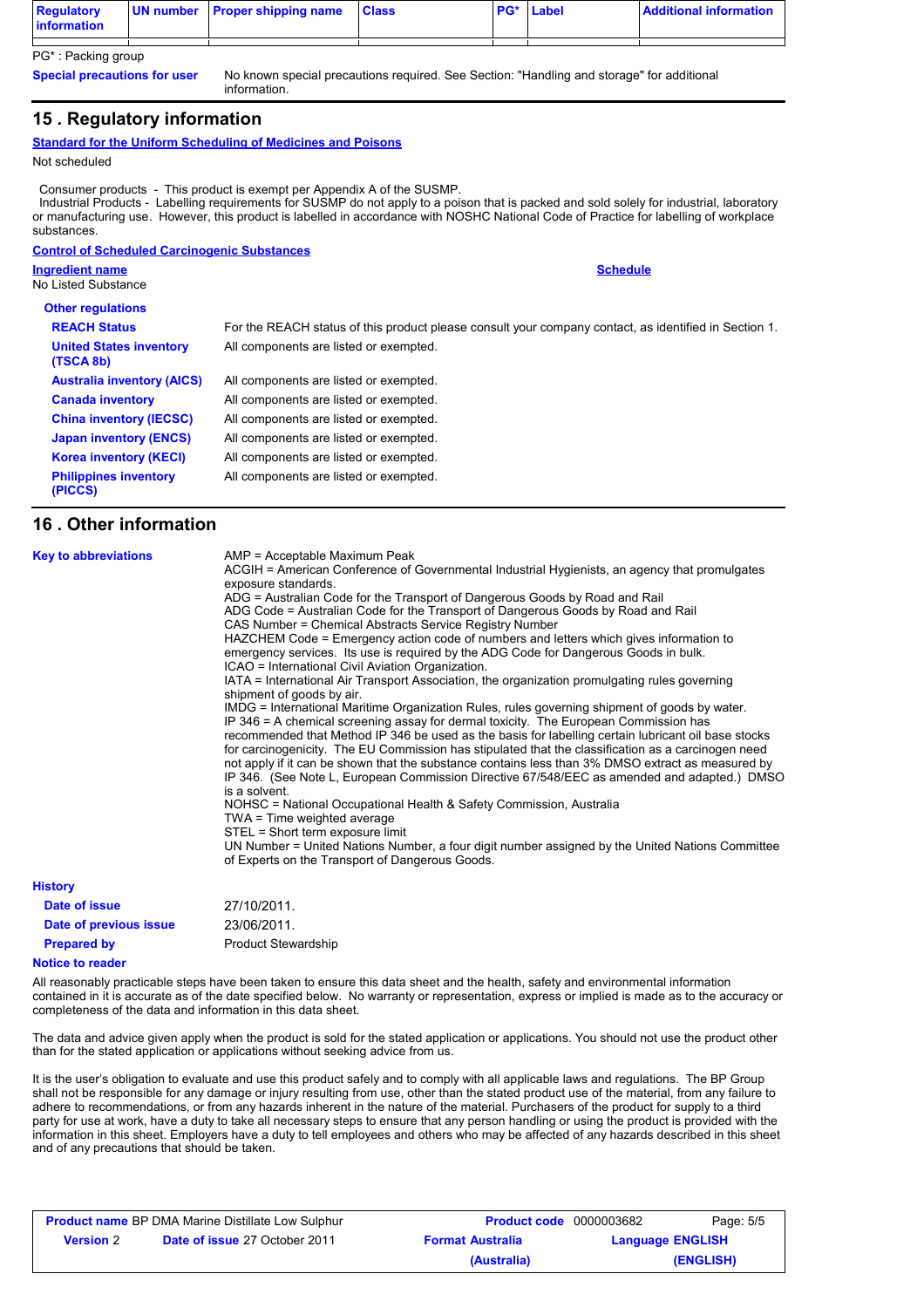| Regulatory information | UN number | Proper shipping name | Class | PG* | Label | Additional information |
|---|---|---|---|---|---|---|
| | | | | | | |

PG* : Packing group

**Special precautions for user** No known special precautions required. See Section: "Handling and storage" for additional information.

## 15 . Regulatory information

**Standard for the Uniform Scheduling of Medicines and Poisons**

Not scheduled

Consumer products - This product is exempt per Appendix A of the SUSMP.
Industrial Products - Labelling requirements for SUSMP do not apply to a poison that is packed and sold solely for industrial, laboratory or manufacturing use. However, this product is labelled in accordance with NOSHC National Code of Practice for labelling of workplace substances.

**Control of Scheduled Carcinogenic Substances**

| Ingredient name | Schedule |
|---|---|
| No Listed Substance | |

**Other regulations**

| | |
|---|---|
| **REACH Status** | For the REACH status of this product please consult your company contact, as identified in Section 1. |
| **United States inventory (TSCA 8b)** | All components are listed or exempted. |
| **Australia inventory (AICS)** | All components are listed or exempted. |
| **Canada inventory** | All components are listed or exempted. |
| **China inventory (IECSC)** | All components are listed or exempted. |
| **Japan inventory (ENCS)** | All components are listed or exempted. |
| **Korea inventory (KECI)** | All components are listed or exempted. |
| **Philippines inventory (PICCS)** | All components are listed or exempted. |

## 16 . Other information

**Key to abbreviations**

AMP = Acceptable Maximum Peak
ACGIH = American Conference of Governmental Industrial Hygienists, an agency that promulgates exposure standards.
ADG = Australian Code for the Transport of Dangerous Goods by Road and Rail
ADG Code = Australian Code for the Transport of Dangerous Goods by Road and Rail
CAS Number = Chemical Abstracts Service Registry Number
HAZCHEM Code = Emergency action code of numbers and letters which gives information to emergency services. Its use is required by the ADG Code for Dangerous Goods in bulk.
ICAO = International Civil Aviation Organization.
IATA = International Air Transport Association, the organization promulgating rules governing shipment of goods by air.
IMDG = International Maritime Organization Rules, rules governing shipment of goods by water.
IP 346 = A chemical screening assay for dermal toxicity. The European Commission has recommended that Method IP 346 be used as the basis for labelling certain lubricant oil base stocks for carcinogenicity. The EU Commission has stipulated that the classification as a carcinogen need not apply if it can be shown that the substance contains less than 3% DMSO extract as measured by IP 346. (See Note L, European Commission Directive 67/548/EEC as amended and adapted.) DMSO is a solvent.
NOHSC = National Occupational Health & Safety Commission, Australia
TWA = Time weighted average
STEL = Short term exposure limit
UN Number = United Nations Number, a four digit number assigned by the United Nations Committee of Experts on the Transport of Dangerous Goods.

**History**

| | |
|---|---|
| **Date of issue** | 27/10/2011. |
| **Date of previous issue** | 23/06/2011. |
| **Prepared by** | Product Stewardship |

**Notice to reader**

All reasonably practicable steps have been taken to ensure this data sheet and the health, safety and environmental information contained in it is accurate as of the date specified below. No warranty or representation, express or implied is made as to the accuracy or completeness of the data and information in this data sheet.

The data and advice given apply when the product is sold for the stated application or applications. You should not use the product other than for the stated application or applications without seeking advice from us.

It is the user's obligation to evaluate and use this product safely and to comply with all applicable laws and regulations. The BP Group shall not be responsible for any damage or injury resulting from use, other than the stated product use of the material, from any failure to adhere to recommendations, or from any hazards inherent in the nature of the material. Purchasers of the product for supply to a third party for use at work, have a duty to take all necessary steps to ensure that any person handling or using the product is provided with the information in this sheet. Employers have a duty to tell employees and others who may be affected of any hazards described in this sheet and of any precautions that should be taken.